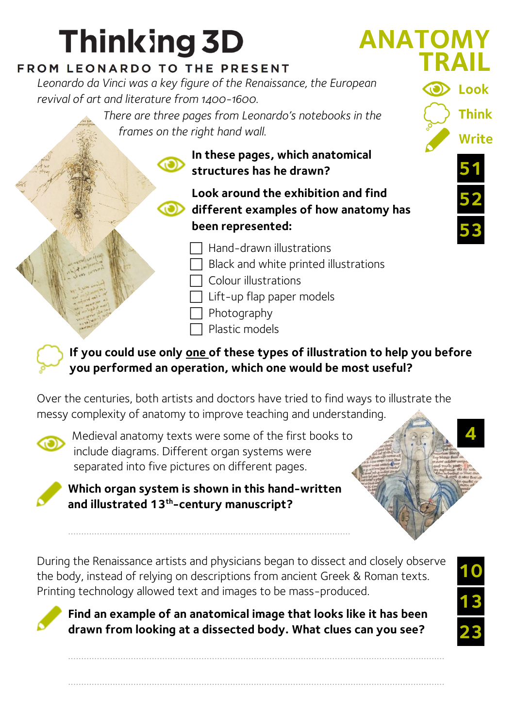# Thinking 3D

## FROM LEONARDO TO THE PRESENT

# ANATOMY TRAIL

Look

Think

Write

*Leonardo da Vinci was a key figure of the Renaissance, the European revival of art and literature from 1400-1600.*

*There are three pages from Leonardo's notebooks in the frames on the right hand wall.*

51 52 53

**In these pages, which anatomical structures has he drawn?**

**Look around the exhibition and find different examples of how anatomy has been represented:**

- [ ] Hand-drawn illustrations
- [ ] Black and white printed illustrations
- [ ] Colour illustrations
- [ ] Lift-up flap paper models
- [ ] Photography
- [ ] Plastic models

**If you could use only one of these types of illustration to help you before you performed an operation, which one would be most useful?**

Over the centuries, both artists and doctors have tried to find ways to illustrate the messy complexity of anatomy to improve teaching and understanding.

4

Medieval anatomy texts were some of the first books to include diagrams. Different organ systems were separated into five pictures on different pages.

**Which organ system is shown in this hand-written and illustrated 13th-century manuscript?**

.......................................................................................................

During the Renaissance artists and physicians began to dissect and closely observe the body, instead of relying on descriptions from ancient Greek & Roman texts. Printing technology allowed text and images to be mass-produced.

10 13 23

**Find an example of an anatomical image that looks like it has been drawn from looking at a dissected body. What clues can you see?**

.......................................................................................................

.......................................................................................................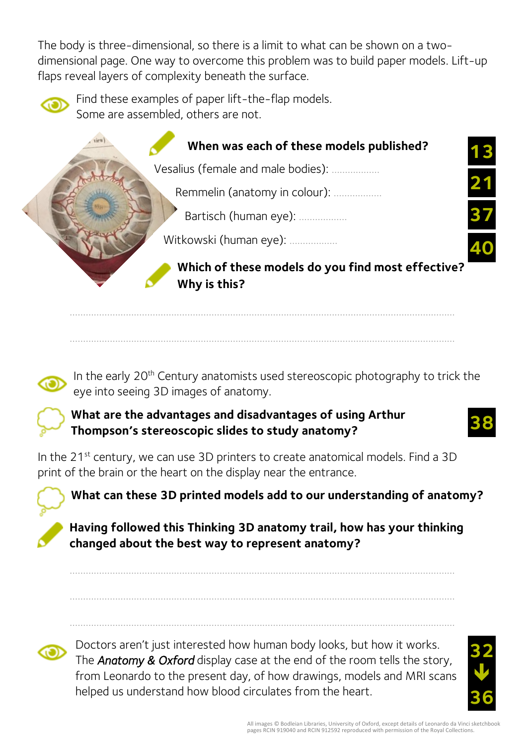The body is three-dimensional, so there is a limit to what can be shown on a two-dimensional page. One way to overcome this problem was to build paper models. Lift-up flaps reveal layers of complexity beneath the surface.

Find these examples of paper lift-the-flap models.
Some are assembled, others are not.

**When was each of these models published?**

13 21 37 40

Vesalius (female and male bodies): ..................

Remmelin (anatomy in colour): ..................

Bartisch (human eye): ..................

Witkowski (human eye): ..................

**Which of these models do you find most effective? Why is this?**

..........................................................................................................................................

..........................................................................................................................................

In the early 20th Century anatomists used stereoscopic photography to trick the eye into seeing 3D images of anatomy.

**What are the advantages and disadvantages of using Arthur Thompson's stereoscopic slides to study anatomy?**

38

In the 21st century, we can use 3D printers to create anatomical models. Find a 3D print of the brain or the heart on the display near the entrance.

**What can these 3D printed models add to our understanding of anatomy?**

**Having followed this Thinking 3D anatomy trail, how has your thinking changed about the best way to represent anatomy?**

..........................................................................................................................................

..........................................................................................................................................

..........................................................................................................................................

Doctors aren't just interested how human body looks, but how it works. The *Anatomy & Oxford* display case at the end of the room tells the story, from Leonardo to the present day, of how drawings, models and MRI scans helped us understand how blood circulates from the heart.

32 ↓ 36

All images © Bodleian Libraries, University of Oxford, except details of Leonardo da Vinci sketchbook pages RCIN 919040 and RCIN 912592 reproduced with permission of the Royal Collections.